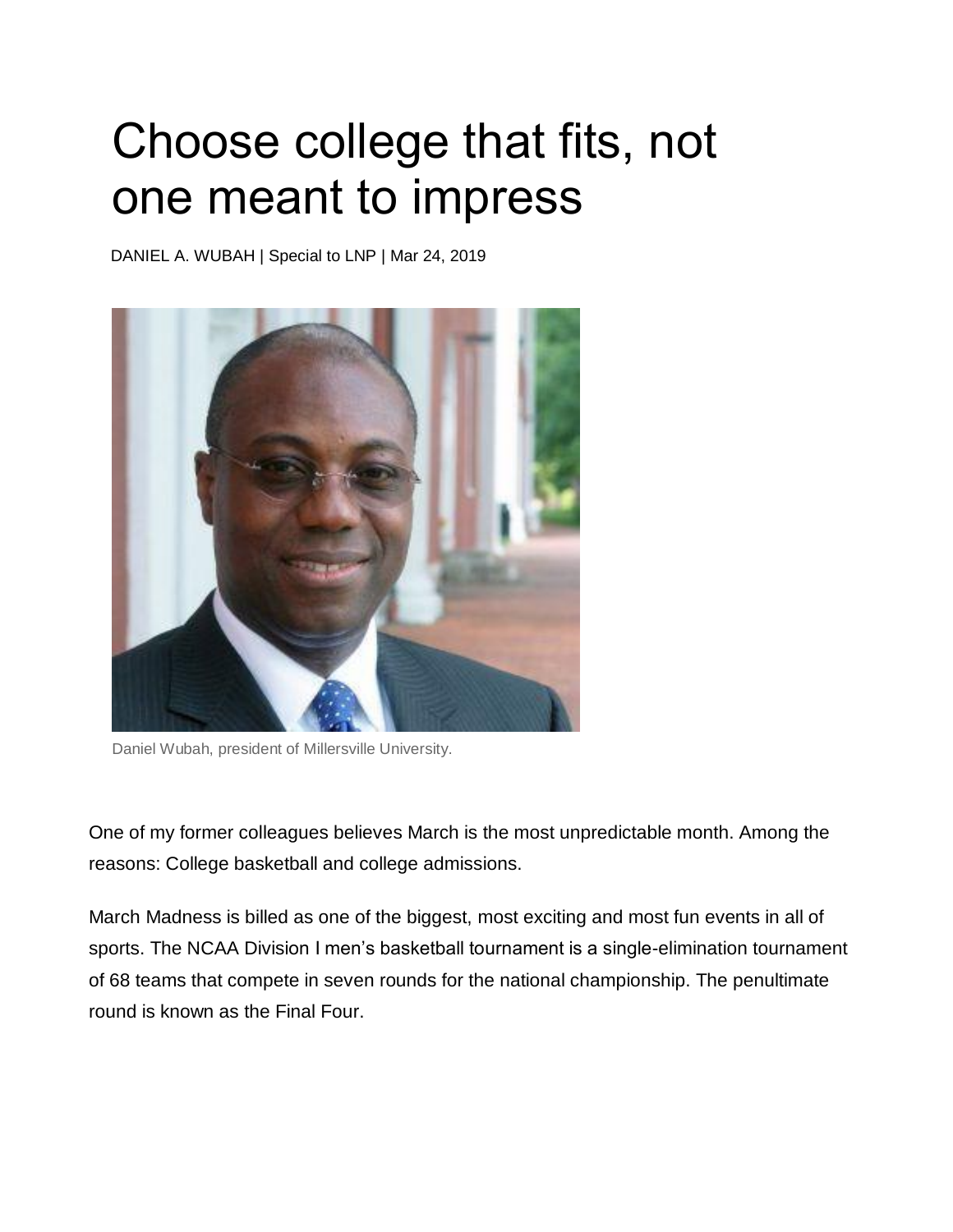# Choose college that fits, not one meant to impress

DANIEL A. WUBAH | Special to LNP | Mar 24, 2019

Daniel Wubah, president of Millersville University.

One of my former colleagues believes March is the most unpredictable month. Among the reasons: College basketball and college admissions.

March Madness is billed as one of the biggest, most exciting and most fun events in all of sports. The NCAA Division I men's basketball tournament is a single-elimination tournament of 68 teams that compete in seven rounds for the national championship. The penultimate round is known as the Final Four.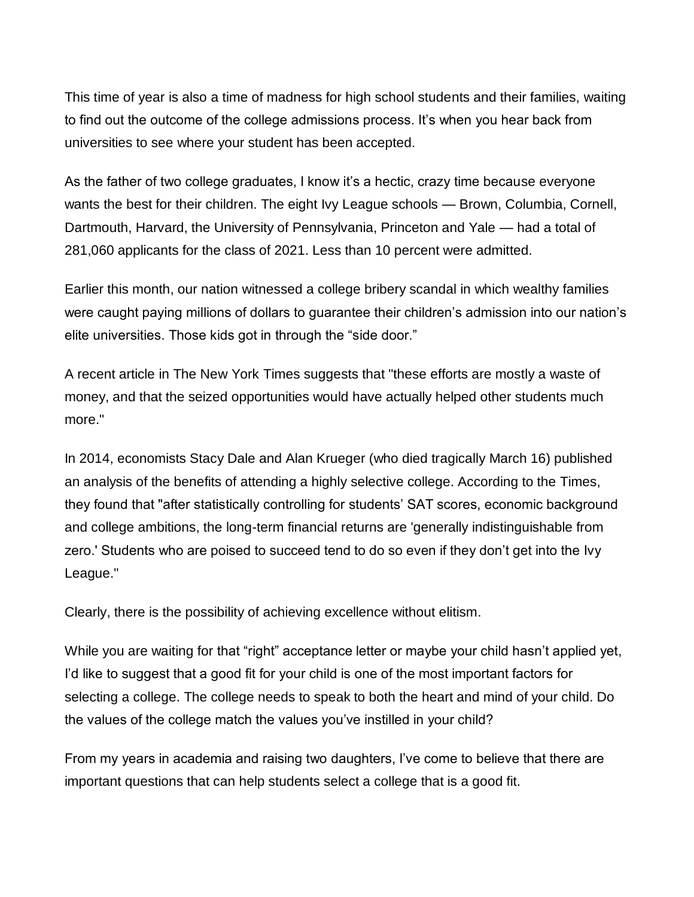This time of year is also a time of madness for high school students and their families, waiting to find out the outcome of the college admissions process. It's when you hear back from universities to see where your student has been accepted.

As the father of two college graduates, I know it's a hectic, crazy time because everyone wants the best for their children. The eight Ivy League schools — Brown, Columbia, Cornell, Dartmouth, Harvard, the University of Pennsylvania, Princeton and Yale — had a total of 281,060 applicants for the class of 2021. Less than 10 percent were admitted.

Earlier this month, our nation witnessed a college bribery scandal in which wealthy families were caught paying millions of dollars to guarantee their children's admission into our nation's elite universities. Those kids got in through the "side door."

A recent article in The New York Times suggests that "these efforts are mostly a waste of money, and that the seized opportunities would have actually helped other students much more."

In 2014, economists Stacy Dale and Alan Krueger (who died tragically March 16) published an analysis of the benefits of attending a highly selective college. According to the Times, they found that "after statistically controlling for students' SAT scores, economic background and college ambitions, the long-term financial returns are 'generally indistinguishable from zero.' Students who are poised to succeed tend to do so even if they don't get into the Ivy League."

Clearly, there is the possibility of achieving excellence without elitism.

While you are waiting for that "right" acceptance letter or maybe your child hasn't applied yet, I'd like to suggest that a good fit for your child is one of the most important factors for selecting a college. The college needs to speak to both the heart and mind of your child. Do the values of the college match the values you've instilled in your child?

From my years in academia and raising two daughters, I've come to believe that there are important questions that can help students select a college that is a good fit.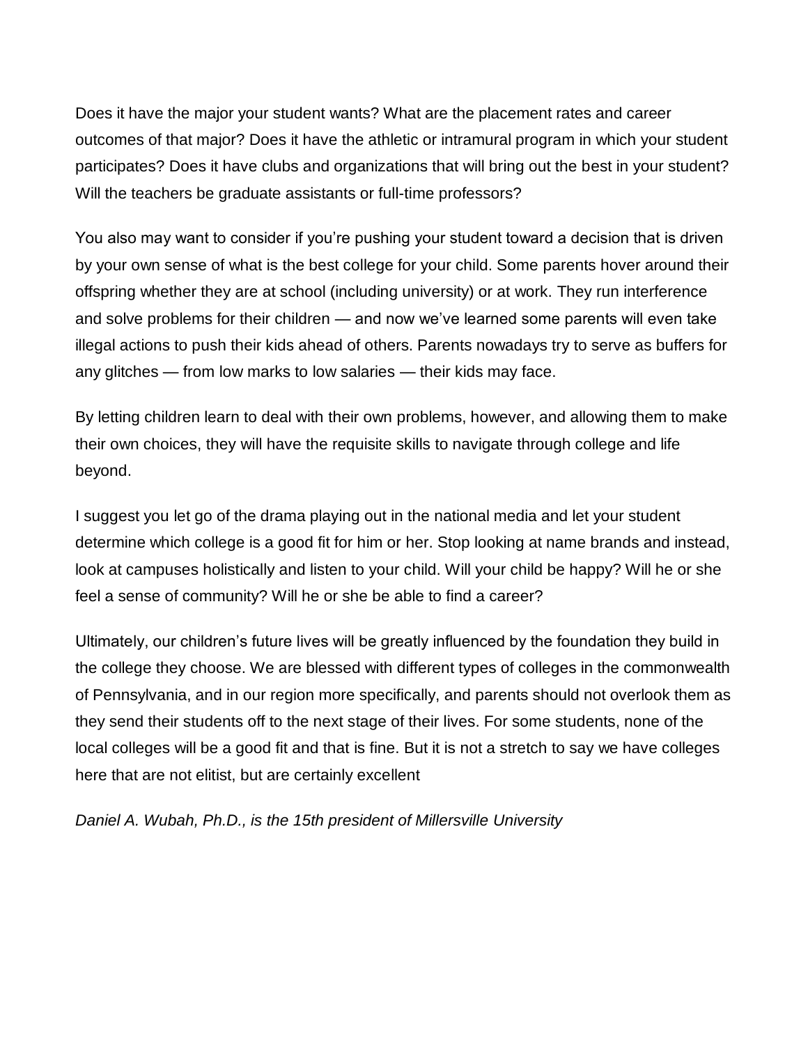Does it have the major your student wants? What are the placement rates and career outcomes of that major? Does it have the athletic or intramural program in which your student participates? Does it have clubs and organizations that will bring out the best in your student? Will the teachers be graduate assistants or full-time professors?

You also may want to consider if you're pushing your student toward a decision that is driven by your own sense of what is the best college for your child. Some parents hover around their offspring whether they are at school (including university) or at work. They run interference and solve problems for their children — and now we've learned some parents will even take illegal actions to push their kids ahead of others. Parents nowadays try to serve as buffers for any glitches — from low marks to low salaries — their kids may face.

By letting children learn to deal with their own problems, however, and allowing them to make their own choices, they will have the requisite skills to navigate through college and life beyond.

I suggest you let go of the drama playing out in the national media and let your student determine which college is a good fit for him or her. Stop looking at name brands and instead, look at campuses holistically and listen to your child. Will your child be happy? Will he or she feel a sense of community? Will he or she be able to find a career?

Ultimately, our children's future lives will be greatly influenced by the foundation they build in the college they choose. We are blessed with different types of colleges in the commonwealth of Pennsylvania, and in our region more specifically, and parents should not overlook them as they send their students off to the next stage of their lives. For some students, none of the local colleges will be a good fit and that is fine. But it is not a stretch to say we have colleges here that are not elitist, but are certainly excellent

*Daniel A. Wubah, Ph.D., is the 15th president of Millersville University*